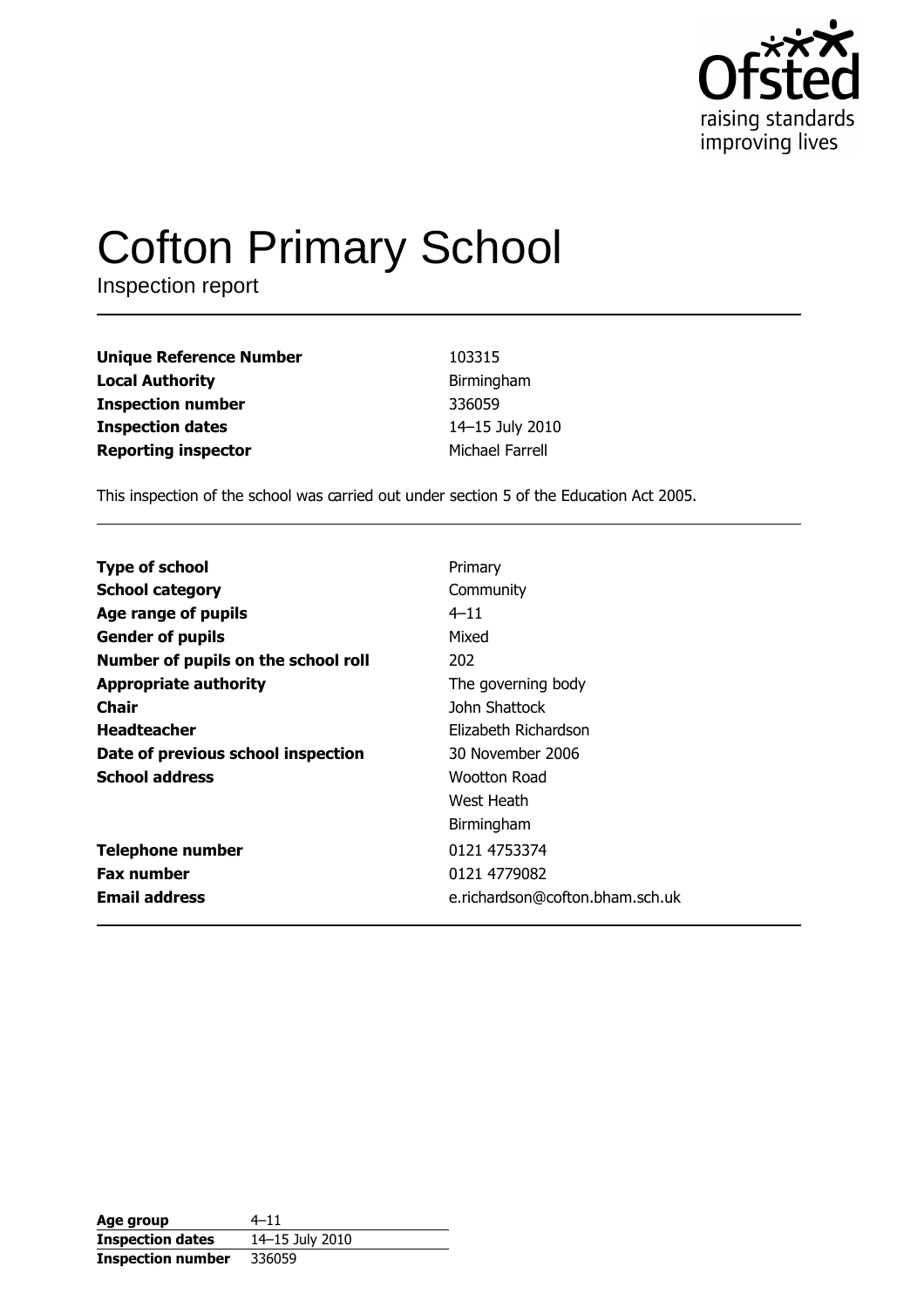Ofsted
raising standards
improving lives

# Cofton Primary School

Inspection report

| | |
|---|---|
| **Unique Reference Number** | 103315 |
| **Local Authority** | Birmingham |
| **Inspection number** | 336059 |
| **Inspection dates** | 14–15 July 2010 |
| **Reporting inspector** | Michael Farrell |

This inspection of the school was carried out under section 5 of the Education Act 2005.

| | |
|---|---|
| **Type of school** | Primary |
| **School category** | Community |
| **Age range of pupils** | 4–11 |
| **Gender of pupils** | Mixed |
| **Number of pupils on the school roll** | 202 |
| **Appropriate authority** | The governing body |
| **Chair** | John Shattock |
| **Headteacher** | Elizabeth Richardson |
| **Date of previous school inspection** | 30 November 2006 |
| **School address** | Wootton Road<br>West Heath<br>Birmingham |
| **Telephone number** | 0121 4753374 |
| **Fax number** | 0121 4779082 |
| **Email address** | e.richardson@cofton.bham.sch.uk |

| | |
|---|---|
| **Age group** | 4–11 |
| **Inspection dates** | 14–15 July 2010 |
| **Inspection number** | 336059 |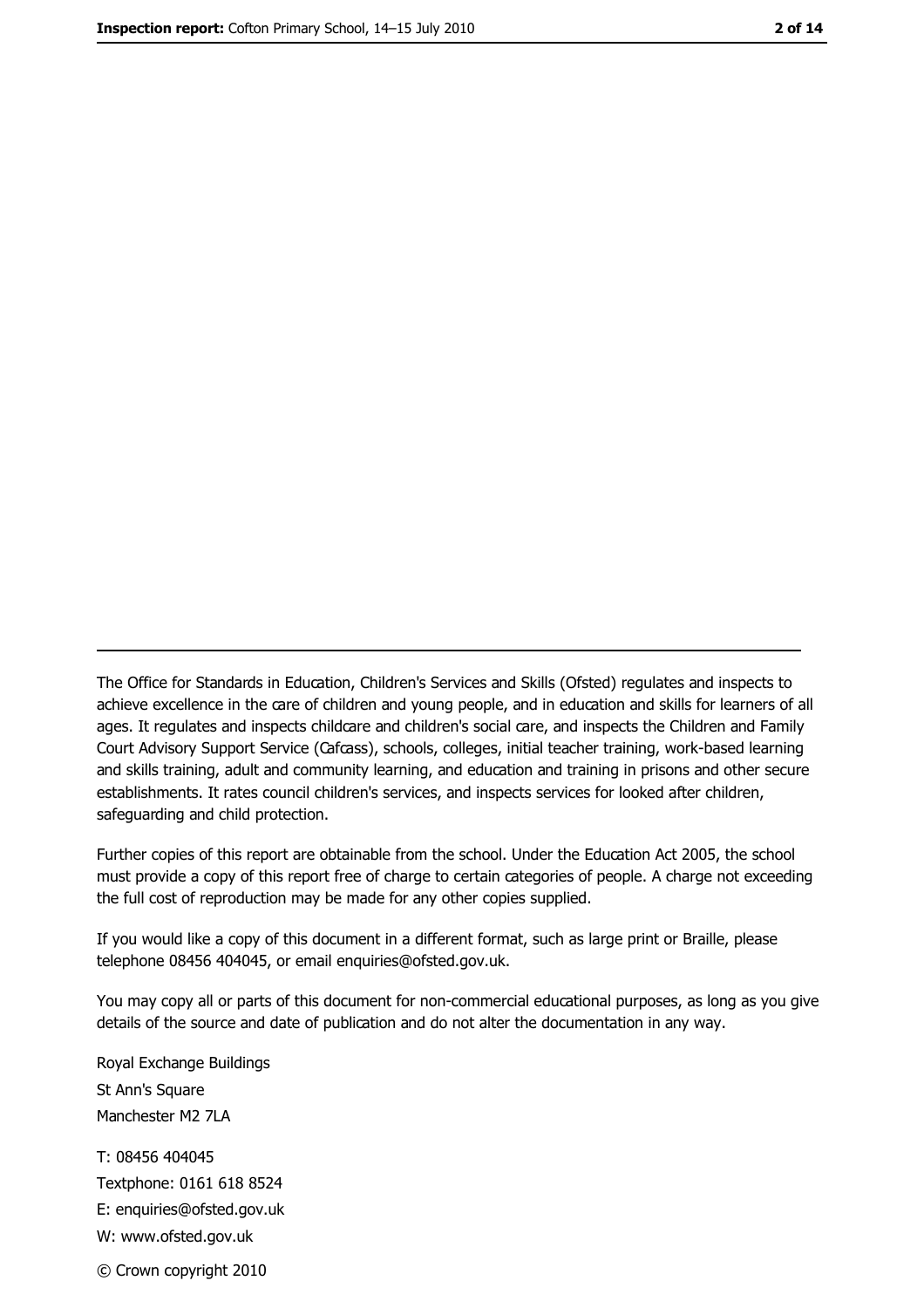The Office for Standards in Education, Children's Services and Skills (Ofsted) regulates and inspects to achieve excellence in the care of children and young people, and in education and skills for learners of all ages. It regulates and inspects childcare and children's social care, and inspects the Children and Family Court Advisory Support Service (Cafcass), schools, colleges, initial teacher training, work-based learning and skills training, adult and community learning, and education and training in prisons and other secure establishments. It rates council children's services, and inspects services for looked after children, safeguarding and child protection.

Further copies of this report are obtainable from the school. Under the Education Act 2005, the school must provide a copy of this report free of charge to certain categories of people. A charge not exceeding the full cost of reproduction may be made for any other copies supplied.

If you would like a copy of this document in a different format, such as large print or Braille, please telephone 08456 404045, or email enquiries@ofsted.gov.uk.

You may copy all or parts of this document for non-commercial educational purposes, as long as you give details of the source and date of publication and do not alter the documentation in any way.

Royal Exchange Buildings
St Ann's Square
Manchester M2 7LA

T: 08456 404045
Textphone: 0161 618 8524
E: enquiries@ofsted.gov.uk
W: www.ofsted.gov.uk

© Crown copyright 2010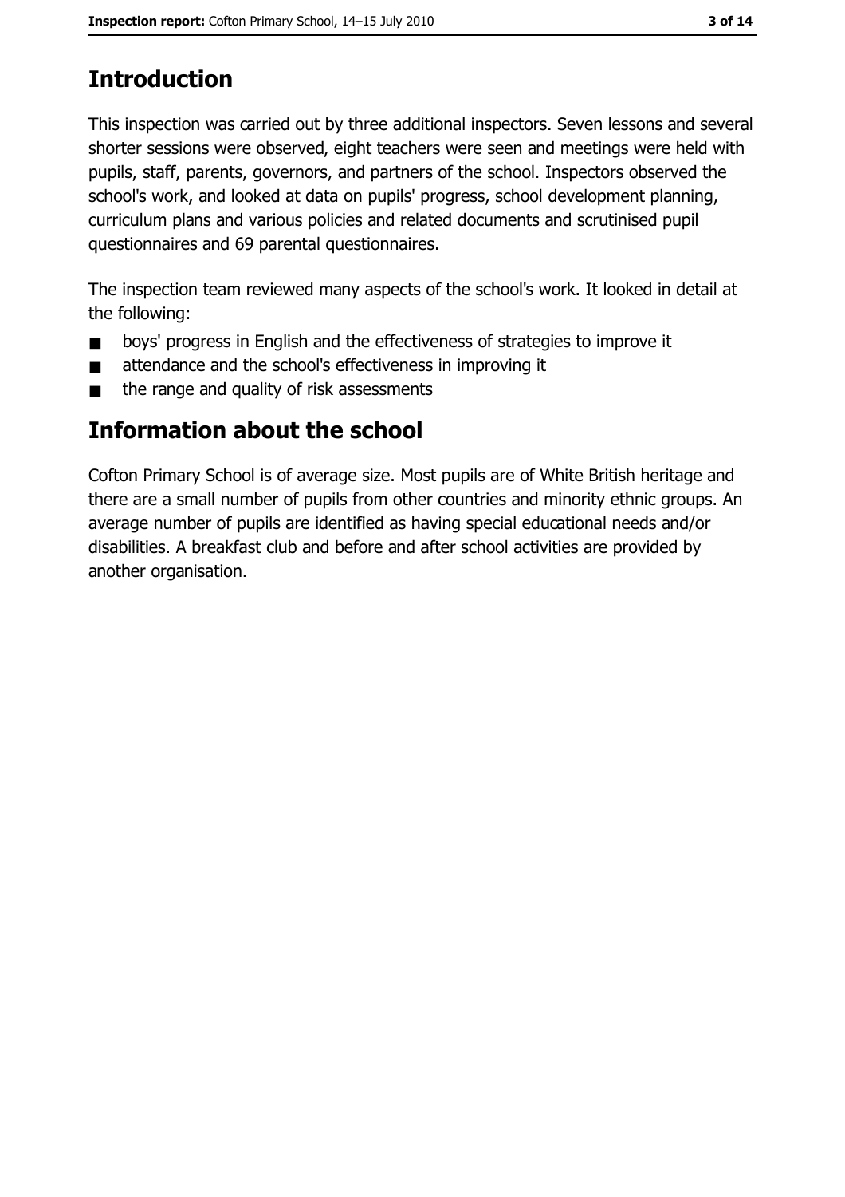## Introduction

This inspection was carried out by three additional inspectors. Seven lessons and several shorter sessions were observed, eight teachers were seen and meetings were held with pupils, staff, parents, governors, and partners of the school. Inspectors observed the school's work, and looked at data on pupils' progress, school development planning, curriculum plans and various policies and related documents and scrutinised pupil questionnaires and 69 parental questionnaires.

The inspection team reviewed many aspects of the school's work. It looked in detail at the following:

- boys' progress in English and the effectiveness of strategies to improve it
- attendance and the school's effectiveness in improving it
- the range and quality of risk assessments

## Information about the school

Cofton Primary School is of average size. Most pupils are of White British heritage and there are a small number of pupils from other countries and minority ethnic groups. An average number of pupils are identified as having special educational needs and/or disabilities. A breakfast club and before and after school activities are provided by another organisation.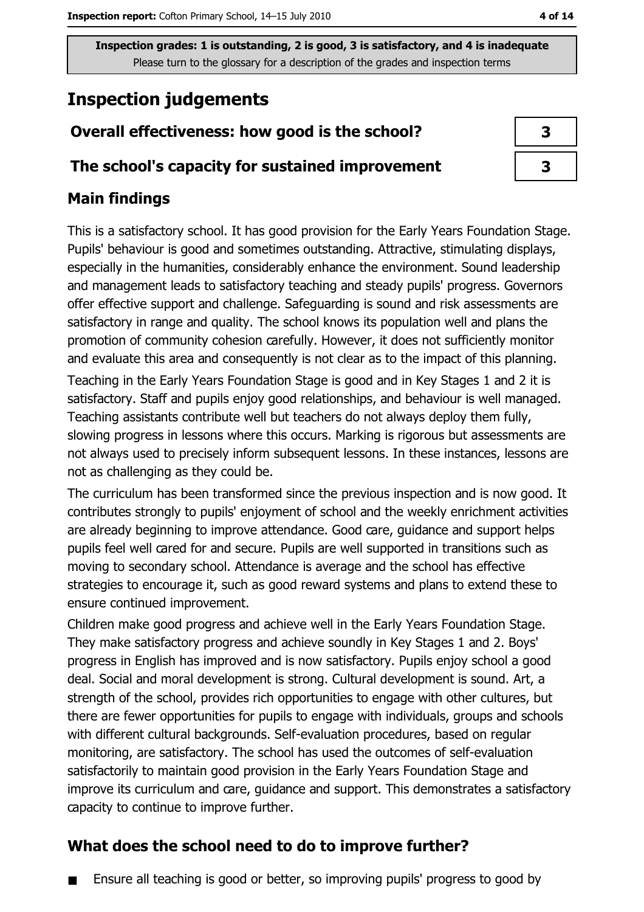Inspection grades: 1 is outstanding, 2 is good, 3 is satisfactory, and 4 is inadequate
Please turn to the glossary for a description of the grades and inspection terms

# Inspection judgements

| | |
|---|---|
| **Overall effectiveness: how good is the school?** | **3** |
| **The school's capacity for sustained improvement** | **3** |

## Main findings

This is a satisfactory school. It has good provision for the Early Years Foundation Stage. Pupils' behaviour is good and sometimes outstanding. Attractive, stimulating displays, especially in the humanities, considerably enhance the environment. Sound leadership and management leads to satisfactory teaching and steady pupils' progress. Governors offer effective support and challenge. Safeguarding is sound and risk assessments are satisfactory in range and quality. The school knows its population well and plans the promotion of community cohesion carefully. However, it does not sufficiently monitor and evaluate this area and consequently is not clear as to the impact of this planning.

Teaching in the Early Years Foundation Stage is good and in Key Stages 1 and 2 it is satisfactory. Staff and pupils enjoy good relationships, and behaviour is well managed. Teaching assistants contribute well but teachers do not always deploy them fully, slowing progress in lessons where this occurs. Marking is rigorous but assessments are not always used to precisely inform subsequent lessons. In these instances, lessons are not as challenging as they could be.

The curriculum has been transformed since the previous inspection and is now good. It contributes strongly to pupils' enjoyment of school and the weekly enrichment activities are already beginning to improve attendance. Good care, guidance and support helps pupils feel well cared for and secure. Pupils are well supported in transitions such as moving to secondary school. Attendance is average and the school has effective strategies to encourage it, such as good reward systems and plans to extend these to ensure continued improvement.

Children make good progress and achieve well in the Early Years Foundation Stage. They make satisfactory progress and achieve soundly in Key Stages 1 and 2. Boys' progress in English has improved and is now satisfactory. Pupils enjoy school a good deal. Social and moral development is strong. Cultural development is sound. Art, a strength of the school, provides rich opportunities to engage with other cultures, but there are fewer opportunities for pupils to engage with individuals, groups and schools with different cultural backgrounds. Self-evaluation procedures, based on regular monitoring, are satisfactory. The school has used the outcomes of self-evaluation satisfactorily to maintain good provision in the Early Years Foundation Stage and improve its curriculum and care, guidance and support. This demonstrates a satisfactory capacity to continue to improve further.

## What does the school need to do to improve further?

- Ensure all teaching is good or better, so improving pupils' progress to good by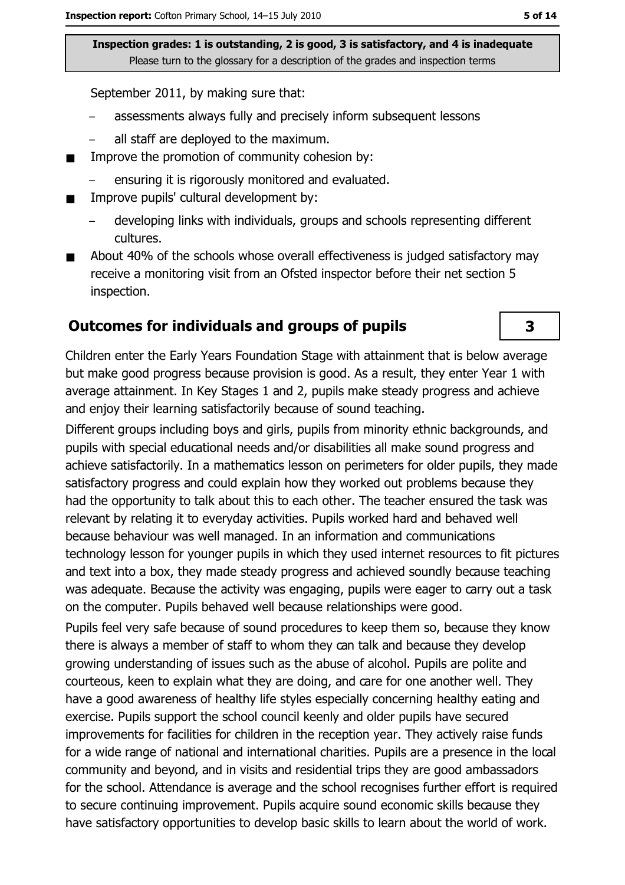Inspection grades: 1 is outstanding, 2 is good, 3 is satisfactory, and 4 is inadequate
Please turn to the glossary for a description of the grades and inspection terms

September 2011, by making sure that:

- assessments always fully and precisely inform subsequent lessons
- all staff are deployed to the maximum.

- Improve the promotion of community cohesion by:
  - ensuring it is rigorously monitored and evaluated.
- Improve pupils' cultural development by:
  - developing links with individuals, groups and schools representing different cultures.
- About 40% of the schools whose overall effectiveness is judged satisfactory may receive a monitoring visit from an Ofsted inspector before their net section 5 inspection.

## Outcomes for individuals and groups of pupils

**3**

Children enter the Early Years Foundation Stage with attainment that is below average but make good progress because provision is good. As a result, they enter Year 1 with average attainment. In Key Stages 1 and 2, pupils make steady progress and achieve and enjoy their learning satisfactorily because of sound teaching.

Different groups including boys and girls, pupils from minority ethnic backgrounds, and pupils with special educational needs and/or disabilities all make sound progress and achieve satisfactorily. In a mathematics lesson on perimeters for older pupils, they made satisfactory progress and could explain how they worked out problems because they had the opportunity to talk about this to each other. The teacher ensured the task was relevant by relating it to everyday activities. Pupils worked hard and behaved well because behaviour was well managed. In an information and communications technology lesson for younger pupils in which they used internet resources to fit pictures and text into a box, they made steady progress and achieved soundly because teaching was adequate. Because the activity was engaging, pupils were eager to carry out a task on the computer. Pupils behaved well because relationships were good.

Pupils feel very safe because of sound procedures to keep them so, because they know there is always a member of staff to whom they can talk and because they develop growing understanding of issues such as the abuse of alcohol. Pupils are polite and courteous, keen to explain what they are doing, and care for one another well. They have a good awareness of healthy life styles especially concerning healthy eating and exercise. Pupils support the school council keenly and older pupils have secured improvements for facilities for children in the reception year. They actively raise funds for a wide range of national and international charities. Pupils are a presence in the local community and beyond, and in visits and residential trips they are good ambassadors for the school. Attendance is average and the school recognises further effort is required to secure continuing improvement. Pupils acquire sound economic skills because they have satisfactory opportunities to develop basic skills to learn about the world of work.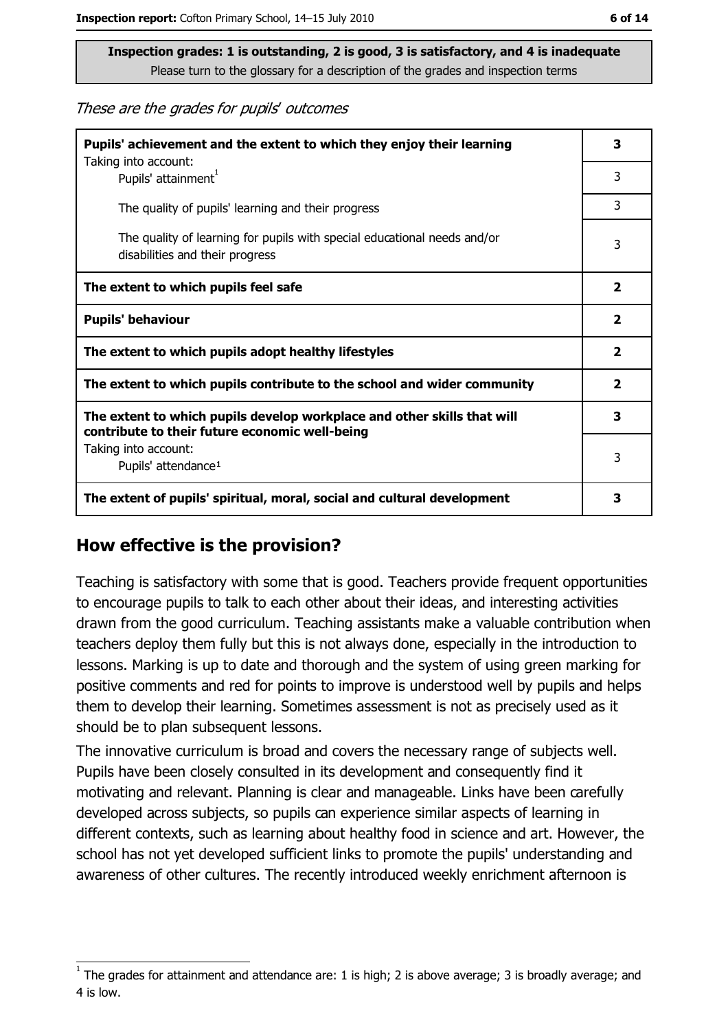**Inspection grades: 1 is outstanding, 2 is good, 3 is satisfactory, and 4 is inadequate**
Please turn to the glossary for a description of the grades and inspection terms

*These are the grades for pupils' outcomes*

| | |
|---|---|
| **Pupils' achievement and the extent to which they enjoy their learning** | **3** |
| Taking into account: Pupils' attainment[1] | 3 |
| The quality of pupils' learning and their progress | 3 |
| The quality of learning for pupils with special educational needs and/or disabilities and their progress | 3 |
| **The extent to which pupils feel safe** | **2** |
| **Pupils' behaviour** | **2** |
| **The extent to which pupils adopt healthy lifestyles** | **2** |
| **The extent to which pupils contribute to the school and wider community** | **2** |
| **The extent to which pupils develop workplace and other skills that will contribute to their future economic well-being** | **3** |
| Taking into account: Pupils' attendance[1] | 3 |
| **The extent of pupils' spiritual, moral, social and cultural development** | **3** |

## How effective is the provision?

Teaching is satisfactory with some that is good. Teachers provide frequent opportunities to encourage pupils to talk to each other about their ideas, and interesting activities drawn from the good curriculum. Teaching assistants make a valuable contribution when teachers deploy them fully but this is not always done, especially in the introduction to lessons. Marking is up to date and thorough and the system of using green marking for positive comments and red for points to improve is understood well by pupils and helps them to develop their learning. Sometimes assessment is not as precisely used as it should be to plan subsequent lessons.

The innovative curriculum is broad and covers the necessary range of subjects well. Pupils have been closely consulted in its development and consequently find it motivating and relevant. Planning is clear and manageable. Links have been carefully developed across subjects, so pupils can experience similar aspects of learning in different contexts, such as learning about healthy food in science and art. However, the school has not yet developed sufficient links to promote the pupils' understanding and awareness of other cultures. The recently introduced weekly enrichment afternoon is

[1] The grades for attainment and attendance are: 1 is high; 2 is above average; 3 is broadly average; and 4 is low.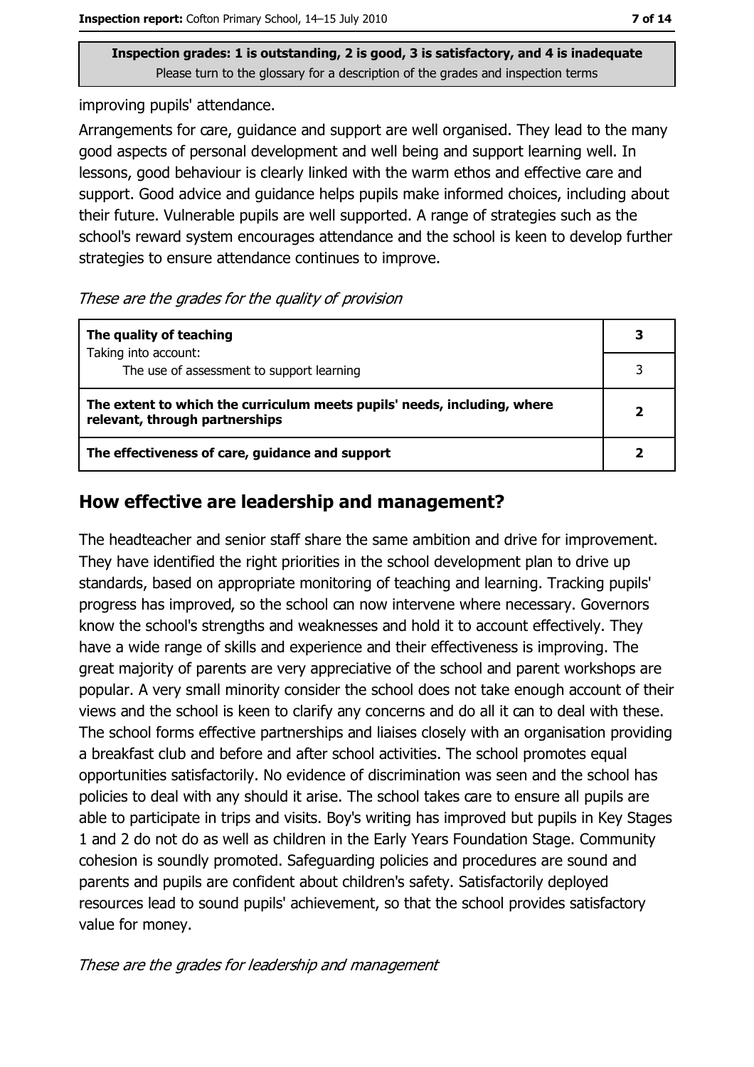Inspection grades: 1 is outstanding, 2 is good, 3 is satisfactory, and 4 is inadequate
Please turn to the glossary for a description of the grades and inspection terms

improving pupils' attendance.

Arrangements for care, guidance and support are well organised. They lead to the many good aspects of personal development and well being and support learning well. In lessons, good behaviour is clearly linked with the warm ethos and effective care and support. Good advice and guidance helps pupils make informed choices, including about their future. Vulnerable pupils are well supported. A range of strategies such as the school's reward system encourages attendance and the school is keen to develop further strategies to ensure attendance continues to improve.

*These are the grades for the quality of provision*

| | |
|---|---|
| **The quality of teaching** | **3** |
| Taking into account: The use of assessment to support learning | 3 |
| **The extent to which the curriculum meets pupils' needs, including, where relevant, through partnerships** | **2** |
| **The effectiveness of care, guidance and support** | **2** |

## How effective are leadership and management?

The headteacher and senior staff share the same ambition and drive for improvement. They have identified the right priorities in the school development plan to drive up standards, based on appropriate monitoring of teaching and learning. Tracking pupils' progress has improved, so the school can now intervene where necessary. Governors know the school's strengths and weaknesses and hold it to account effectively. They have a wide range of skills and experience and their effectiveness is improving. The great majority of parents are very appreciative of the school and parent workshops are popular. A very small minority consider the school does not take enough account of their views and the school is keen to clarify any concerns and do all it can to deal with these. The school forms effective partnerships and liaises closely with an organisation providing a breakfast club and before and after school activities. The school promotes equal opportunities satisfactorily. No evidence of discrimination was seen and the school has policies to deal with any should it arise. The school takes care to ensure all pupils are able to participate in trips and visits. Boy's writing has improved but pupils in Key Stages 1 and 2 do not do as well as children in the Early Years Foundation Stage. Community cohesion is soundly promoted. Safeguarding policies and procedures are sound and parents and pupils are confident about children's safety. Satisfactorily deployed resources lead to sound pupils' achievement, so that the school provides satisfactory value for money.

*These are the grades for leadership and management*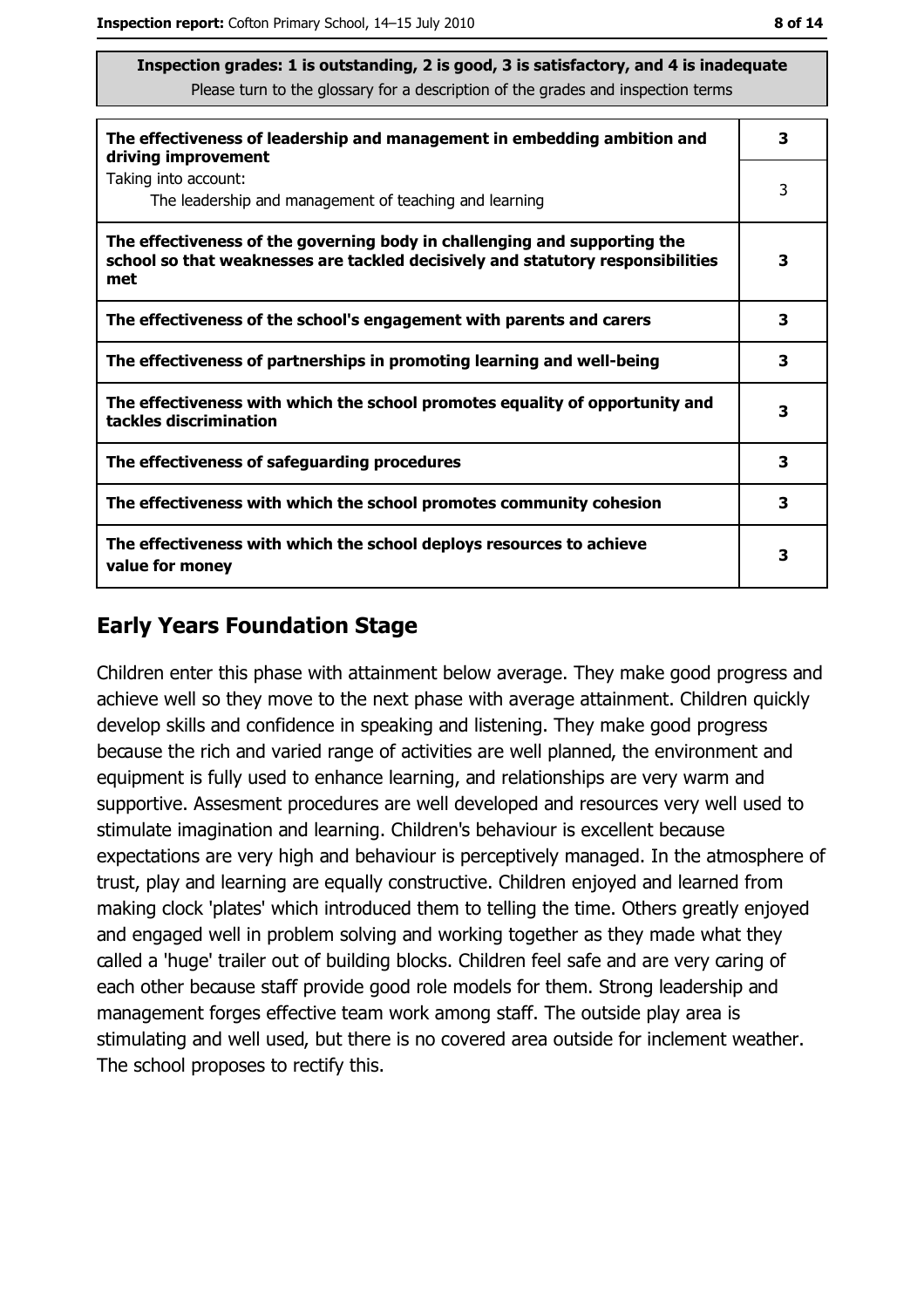**Inspection grades: 1 is outstanding, 2 is good, 3 is satisfactory, and 4 is inadequate**
Please turn to the glossary for a description of the grades and inspection terms

| | |
|---|---|
| **The effectiveness of leadership and management in embedding ambition and driving improvement** | **3** |
| Taking into account: The leadership and management of teaching and learning | 3 |
| **The effectiveness of the governing body in challenging and supporting the school so that weaknesses are tackled decisively and statutory responsibilities met** | **3** |
| **The effectiveness of the school's engagement with parents and carers** | **3** |
| **The effectiveness of partnerships in promoting learning and well-being** | **3** |
| **The effectiveness with which the school promotes equality of opportunity and tackles discrimination** | **3** |
| **The effectiveness of safeguarding procedures** | **3** |
| **The effectiveness with which the school promotes community cohesion** | **3** |
| **The effectiveness with which the school deploys resources to achieve value for money** | **3** |

## Early Years Foundation Stage

Children enter this phase with attainment below average. They make good progress and achieve well so they move to the next phase with average attainment. Children quickly develop skills and confidence in speaking and listening. They make good progress because the rich and varied range of activities are well planned, the environment and equipment is fully used to enhance learning, and relationships are very warm and supportive. Assesment procedures are well developed and resources very well used to stimulate imagination and learning. Children's behaviour is excellent because expectations are very high and behaviour is perceptively managed. In the atmosphere of trust, play and learning are equally constructive. Children enjoyed and learned from making clock 'plates' which introduced them to telling the time. Others greatly enjoyed and engaged well in problem solving and working together as they made what they called a 'huge' trailer out of building blocks. Children feel safe and are very caring of each other because staff provide good role models for them. Strong leadership and management forges effective team work among staff. The outside play area is stimulating and well used, but there is no covered area outside for inclement weather. The school proposes to rectify this.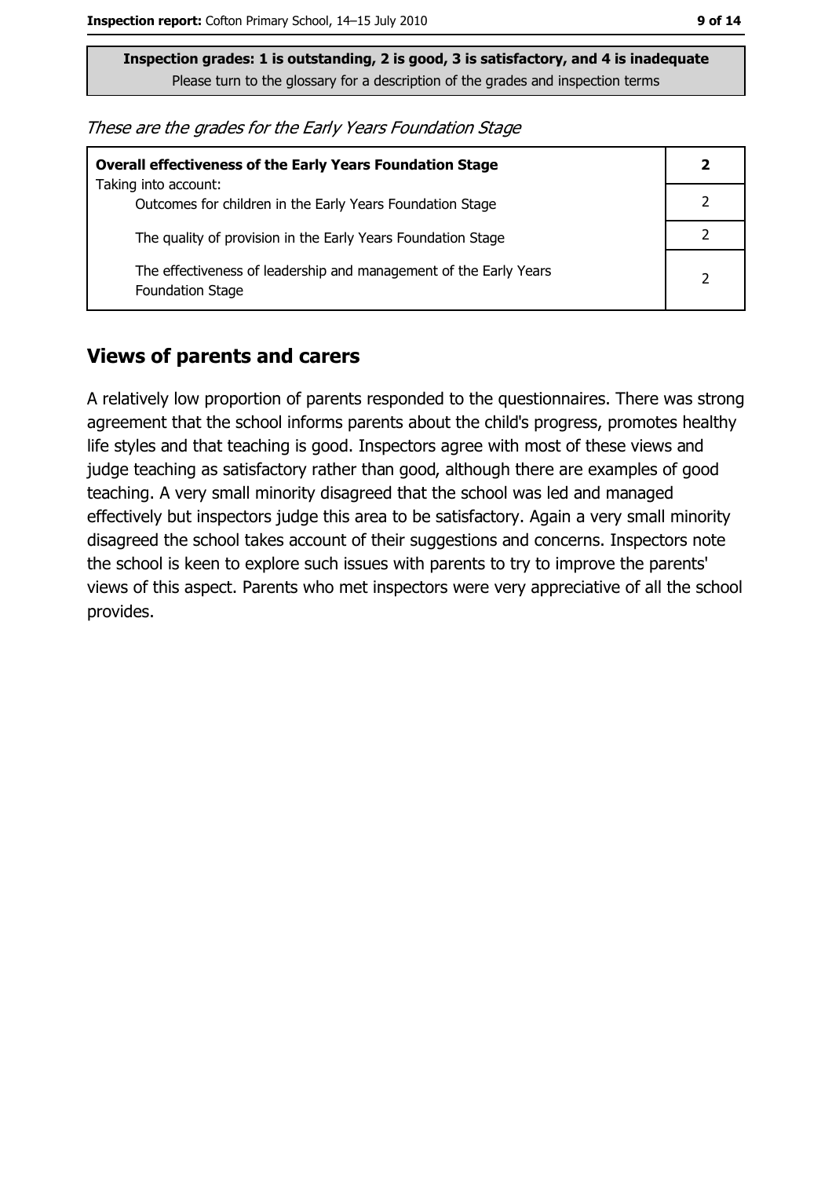**Inspection grades: 1 is outstanding, 2 is good, 3 is satisfactory, and 4 is inadequate**
Please turn to the glossary for a description of the grades and inspection terms

*These are the grades for the Early Years Foundation Stage*

| **Overall effectiveness of the Early Years Foundation Stage** Taking into account: | **2** |
|---|---|
| Outcomes for children in the Early Years Foundation Stage | 2 |
| The quality of provision in the Early Years Foundation Stage | 2 |
| The effectiveness of leadership and management of the Early Years Foundation Stage | 2 |

## Views of parents and carers

A relatively low proportion of parents responded to the questionnaires. There was strong agreement that the school informs parents about the child's progress, promotes healthy life styles and that teaching is good. Inspectors agree with most of these views and judge teaching as satisfactory rather than good, although there are examples of good teaching. A very small minority disagreed that the school was led and managed effectively but inspectors judge this area to be satisfactory. Again a very small minority disagreed the school takes account of their suggestions and concerns. Inspectors note the school is keen to explore such issues with parents to try to improve the parents' views of this aspect. Parents who met inspectors were very appreciative of all the school provides.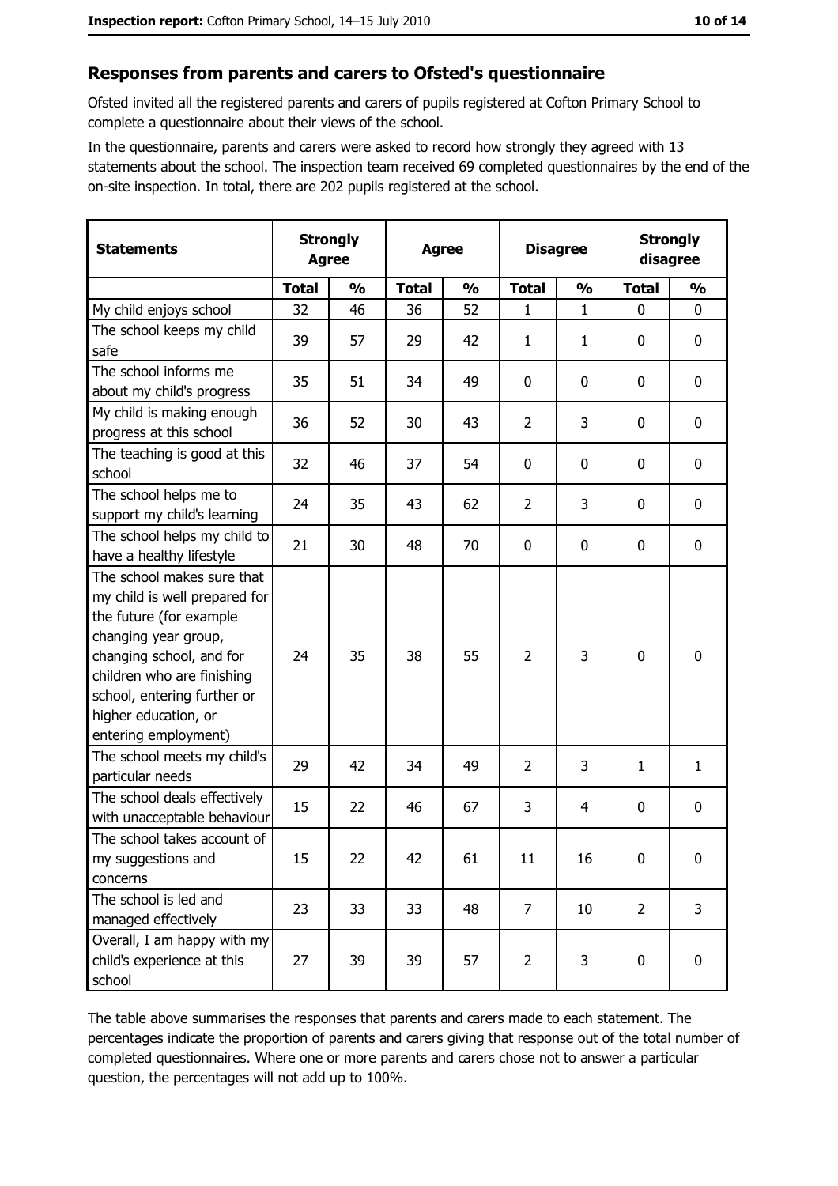## Responses from parents and carers to Ofsted's questionnaire

Ofsted invited all the registered parents and carers of pupils registered at Cofton Primary School to complete a questionnaire about their views of the school.

In the questionnaire, parents and carers were asked to record how strongly they agreed with 13 statements about the school. The inspection team received 69 completed questionnaires by the end of the on-site inspection. In total, there are 202 pupils registered at the school.

| Statements | Strongly Agree | | Agree | | Disagree | | Strongly disagree | |
|---|---|---|---|---|---|---|---|---|
| | Total | % | Total | % | Total | % | Total | % |
| My child enjoys school | 32 | 46 | 36 | 52 | 1 | 1 | 0 | 0 |
| The school keeps my child safe | 39 | 57 | 29 | 42 | 1 | 1 | 0 | 0 |
| The school informs me about my child's progress | 35 | 51 | 34 | 49 | 0 | 0 | 0 | 0 |
| My child is making enough progress at this school | 36 | 52 | 30 | 43 | 2 | 3 | 0 | 0 |
| The teaching is good at this school | 32 | 46 | 37 | 54 | 0 | 0 | 0 | 0 |
| The school helps me to support my child's learning | 24 | 35 | 43 | 62 | 2 | 3 | 0 | 0 |
| The school helps my child to have a healthy lifestyle | 21 | 30 | 48 | 70 | 0 | 0 | 0 | 0 |
| The school makes sure that my child is well prepared for the future (for example changing year group, changing school, and for children who are finishing school, entering further or higher education, or entering employment) | 24 | 35 | 38 | 55 | 2 | 3 | 0 | 0 |
| The school meets my child's particular needs | 29 | 42 | 34 | 49 | 2 | 3 | 1 | 1 |
| The school deals effectively with unacceptable behaviour | 15 | 22 | 46 | 67 | 3 | 4 | 0 | 0 |
| The school takes account of my suggestions and concerns | 15 | 22 | 42 | 61 | 11 | 16 | 0 | 0 |
| The school is led and managed effectively | 23 | 33 | 33 | 48 | 7 | 10 | 2 | 3 |
| Overall, I am happy with my child's experience at this school | 27 | 39 | 39 | 57 | 2 | 3 | 0 | 0 |

The table above summarises the responses that parents and carers made to each statement. The percentages indicate the proportion of parents and carers giving that response out of the total number of completed questionnaires. Where one or more parents and carers chose not to answer a particular question, the percentages will not add up to 100%.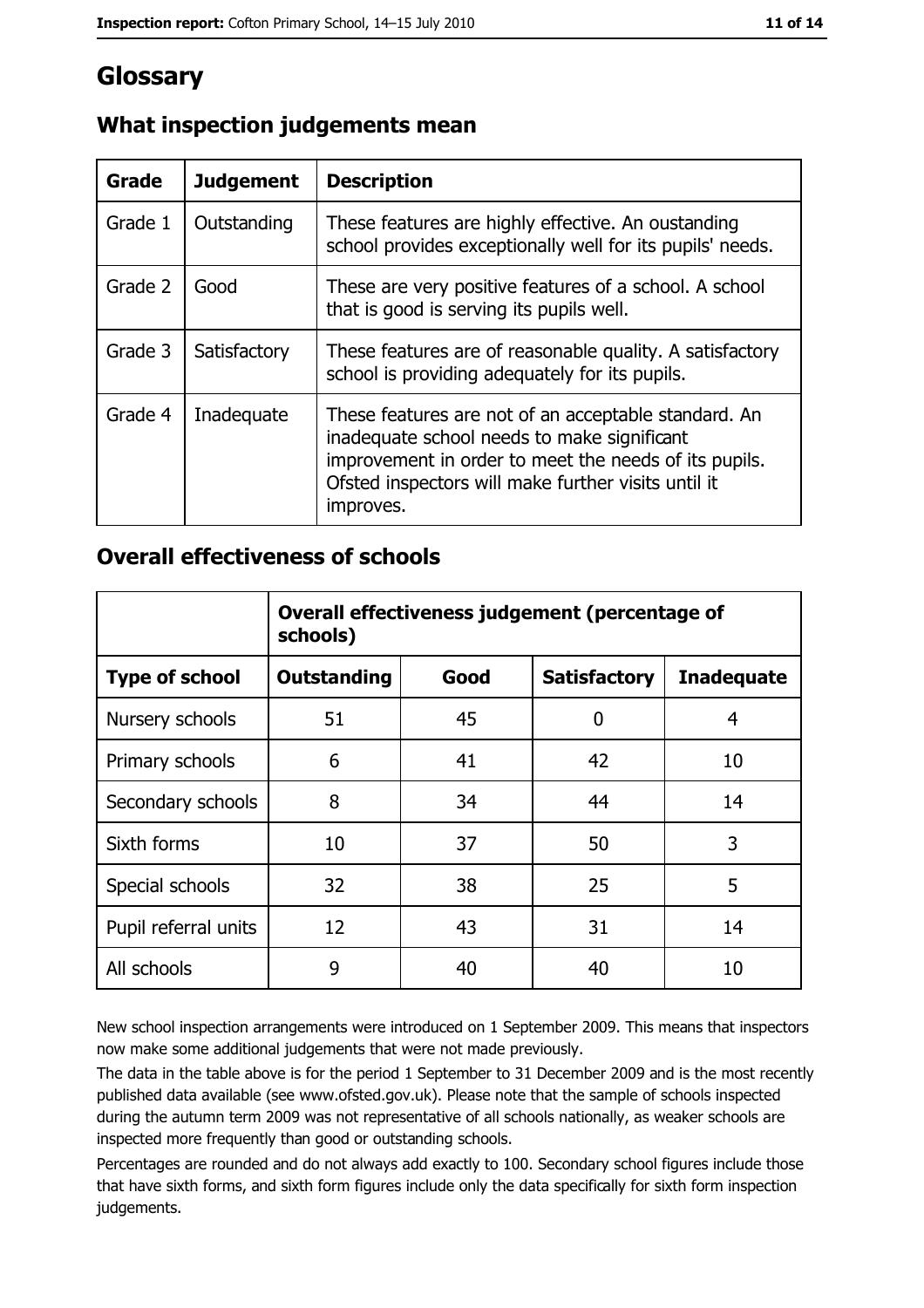# Glossary

## What inspection judgements mean

| Grade | Judgement | Description |
|---|---|---|
| Grade 1 | Outstanding | These features are highly effective. An oustanding school provides exceptionally well for its pupils' needs. |
| Grade 2 | Good | These are very positive features of a school. A school that is good is serving its pupils well. |
| Grade 3 | Satisfactory | These features are of reasonable quality. A satisfactory school is providing adequately for its pupils. |
| Grade 4 | Inadequate | These features are not of an acceptable standard. An inadequate school needs to make significant improvement in order to meet the needs of its pupils. Ofsted inspectors will make further visits until it improves. |

## Overall effectiveness of schools

| | Overall effectiveness judgement (percentage of schools) | | | |
|---|---|---|---|---|
| **Type of school** | **Outstanding** | **Good** | **Satisfactory** | **Inadequate** |
| Nursery schools | 51 | 45 | 0 | 4 |
| Primary schools | 6 | 41 | 42 | 10 |
| Secondary schools | 8 | 34 | 44 | 14 |
| Sixth forms | 10 | 37 | 50 | 3 |
| Special schools | 32 | 38 | 25 | 5 |
| Pupil referral units | 12 | 43 | 31 | 14 |
| All schools | 9 | 40 | 40 | 10 |

New school inspection arrangements were introduced on 1 September 2009. This means that inspectors now make some additional judgements that were not made previously.

The data in the table above is for the period 1 September to 31 December 2009 and is the most recently published data available (see www.ofsted.gov.uk). Please note that the sample of schools inspected during the autumn term 2009 was not representative of all schools nationally, as weaker schools are inspected more frequently than good or outstanding schools.

Percentages are rounded and do not always add exactly to 100. Secondary school figures include those that have sixth forms, and sixth form figures include only the data specifically for sixth form inspection judgements.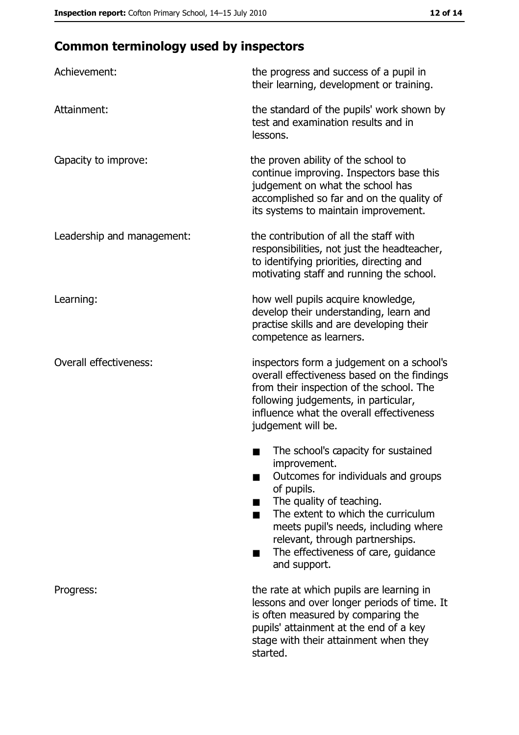## Common terminology used by inspectors

| | |
|---|---|
| Achievement: | the progress and success of a pupil in their learning, development or training. |
| Attainment: | the standard of the pupils' work shown by test and examination results and in lessons. |
| Capacity to improve: | the proven ability of the school to continue improving. Inspectors base this judgement on what the school has accomplished so far and on the quality of its systems to maintain improvement. |
| Leadership and management: | the contribution of all the staff with responsibilities, not just the headteacher, to identifying priorities, directing and motivating staff and running the school. |
| Learning: | how well pupils acquire knowledge, develop their understanding, learn and practise skills and are developing their competence as learners. |
| Overall effectiveness: | inspectors form a judgement on a school's overall effectiveness based on the findings from their inspection of the school. The following judgements, in particular, influence what the overall effectiveness judgement will be.<br>■ The school's capacity for sustained improvement.<br>■ Outcomes for individuals and groups of pupils.<br>■ The quality of teaching.<br>■ The extent to which the curriculum meets pupil's needs, including where relevant, through partnerships.<br>■ The effectiveness of care, guidance and support. |
| Progress: | the rate at which pupils are learning in lessons and over longer periods of time. It is often measured by comparing the pupils' attainment at the end of a key stage with their attainment when they started. |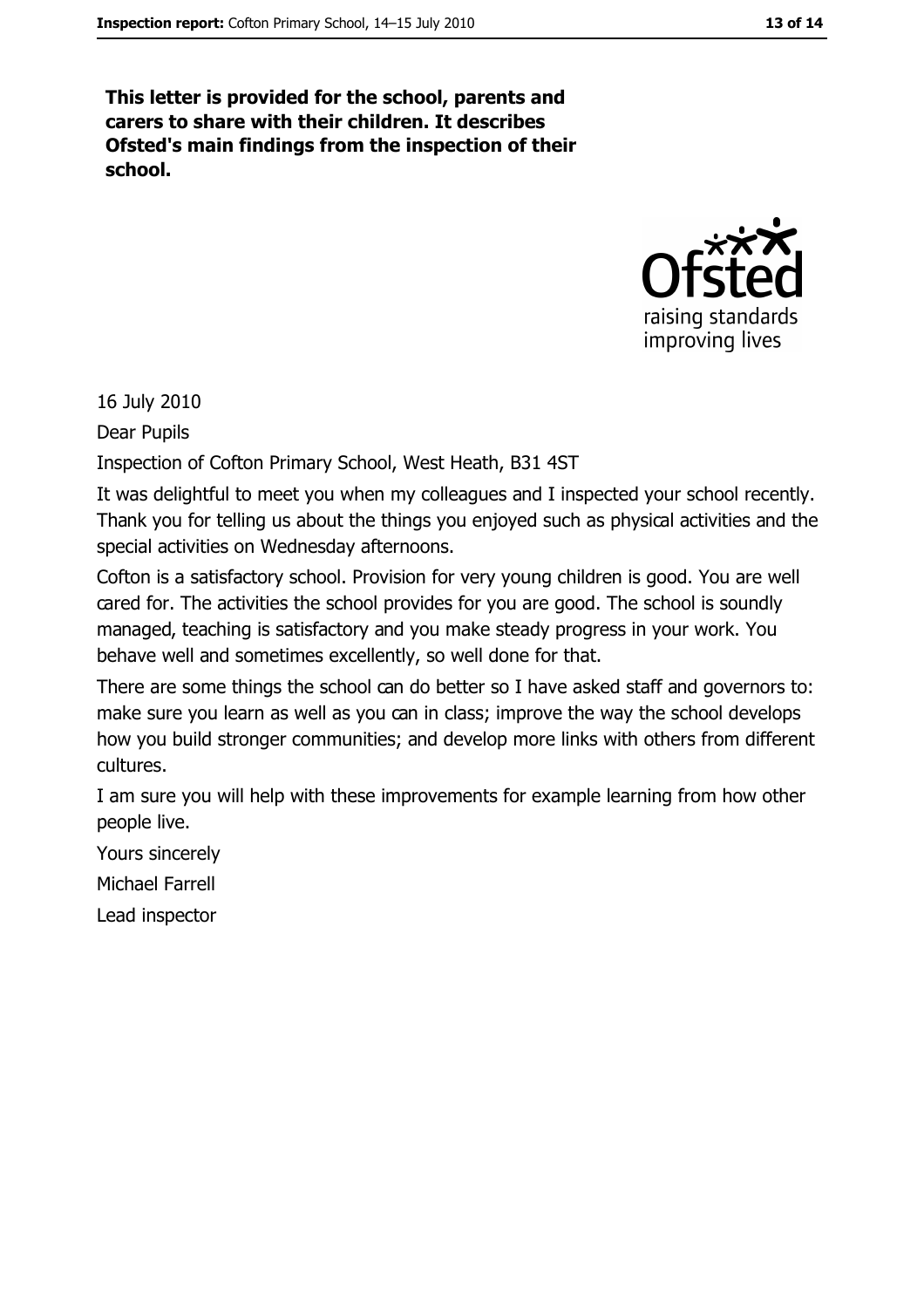**This letter is provided for the school, parents and carers to share with their children. It describes Ofsted's main findings from the inspection of their school.**

16 July 2010

Dear Pupils

Inspection of Cofton Primary School, West Heath, B31 4ST

It was delightful to meet you when my colleagues and I inspected your school recently. Thank you for telling us about the things you enjoyed such as physical activities and the special activities on Wednesday afternoons.

Cofton is a satisfactory school. Provision for very young children is good. You are well cared for. The activities the school provides for you are good. The school is soundly managed, teaching is satisfactory and you make steady progress in your work. You behave well and sometimes excellently, so well done for that.

There are some things the school can do better so I have asked staff and governors to: make sure you learn as well as you can in class; improve the way the school develops how you build stronger communities; and develop more links with others from different cultures.

I am sure you will help with these improvements for example learning from how other people live.

Yours sincerely

Michael Farrell

Lead inspector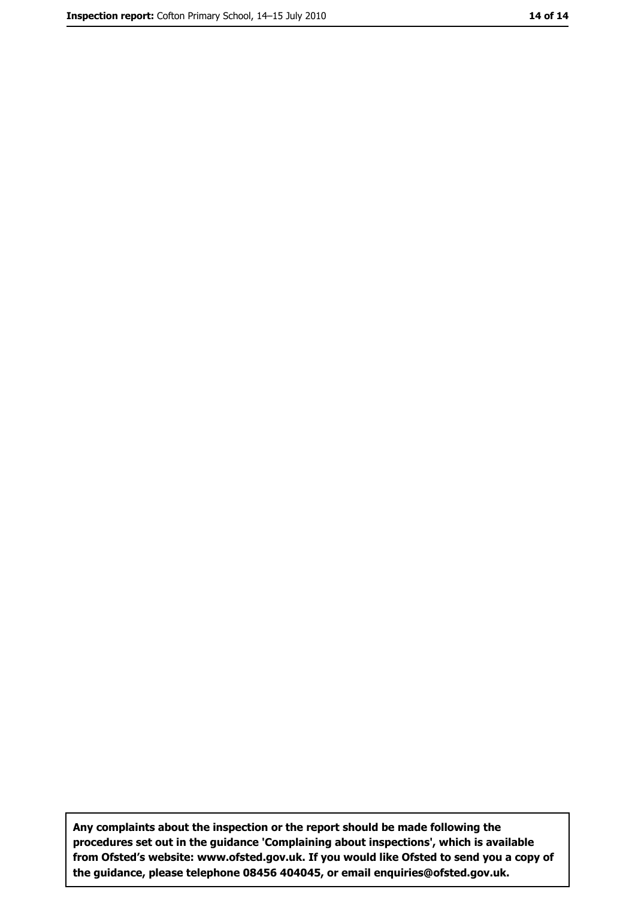**Any complaints about the inspection or the report should be made following the procedures set out in the guidance 'Complaining about inspections', which is available from Ofsted's website: www.ofsted.gov.uk. If you would like Ofsted to send you a copy of the guidance, please telephone 08456 404045, or email enquiries@ofsted.gov.uk.**